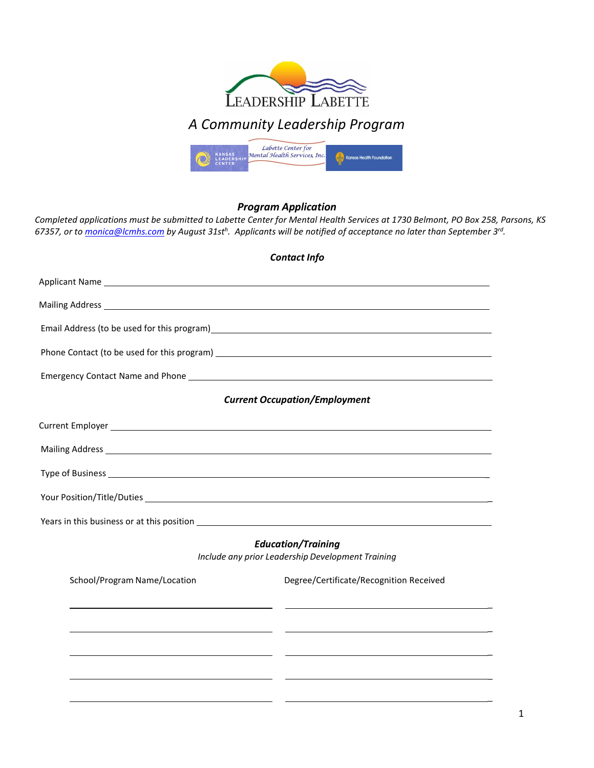# LEADERSHIP LABETTE

## *A Community Leadership Program*

### *Program Application*

*Completed applications must be submitted to Labette Center for Mental Health Services at 1730 Belmont, PO Box 258, Parsons, KS 67357, or to [monica@lcmhs.com](mailto:monica@lcmhs.com) by August 31st. Applicants will be notified of acceptance no later than September 3rd.*

### *Contact Info*

Applicant Name ______________________________________________

Mailing Address ______________________________________________

Email Address (to be used for this program) ______________________________

Phone Contact (to be used for this program) ______________________________

Emergency Contact Name and Phone ______________________________

### *Current Occupation/Employment*

Current Employer ______________________________________________

Mailing Address ______________________________________________

Type of Business ______________________________________________

Your Position/Title/Duties ______________________________________________

Years in this business or at this position ______________________________

### *Education/Training*

*Include any prior Leadership Development Training*

| School/Program Name/Location | Degree/Certificate/Recognition Received |
|---|---|
| | |
| | |
| | |
| | |
| | |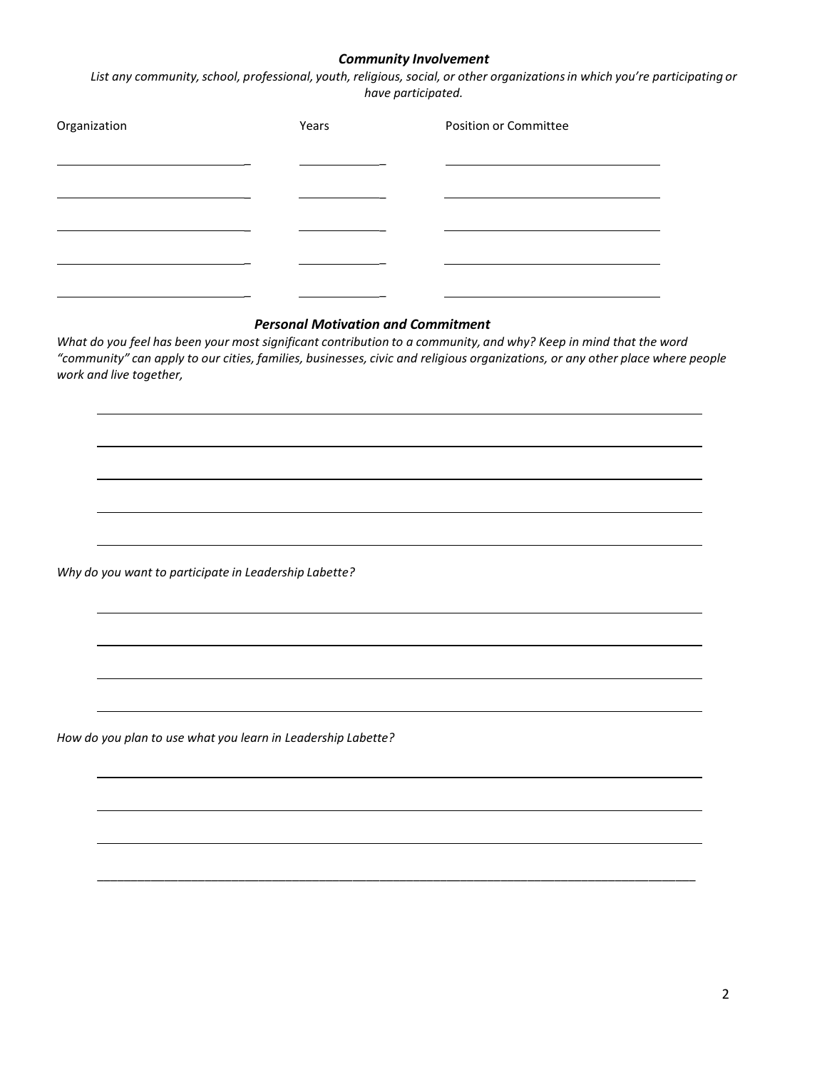### ***Community Involvement***

*List any community, school, professional, youth, religious, social, or other organizations in which you're participating or have participated.*

| Organization | Years | Position or Committee |
|---|---|---|
| | | |
| | | |
| | | |
| | | |
| | | |

### ***Personal Motivation and Commitment***

*What do you feel has been your most significant contribution to a community, and why? Keep in mind that the word "community" can apply to our cities, families, businesses, civic and religious organizations, or any other place where people work and live together,*

*Why do you want to participate in Leadership Labette?*

*How do you plan to use what you learn in Leadership Labette?*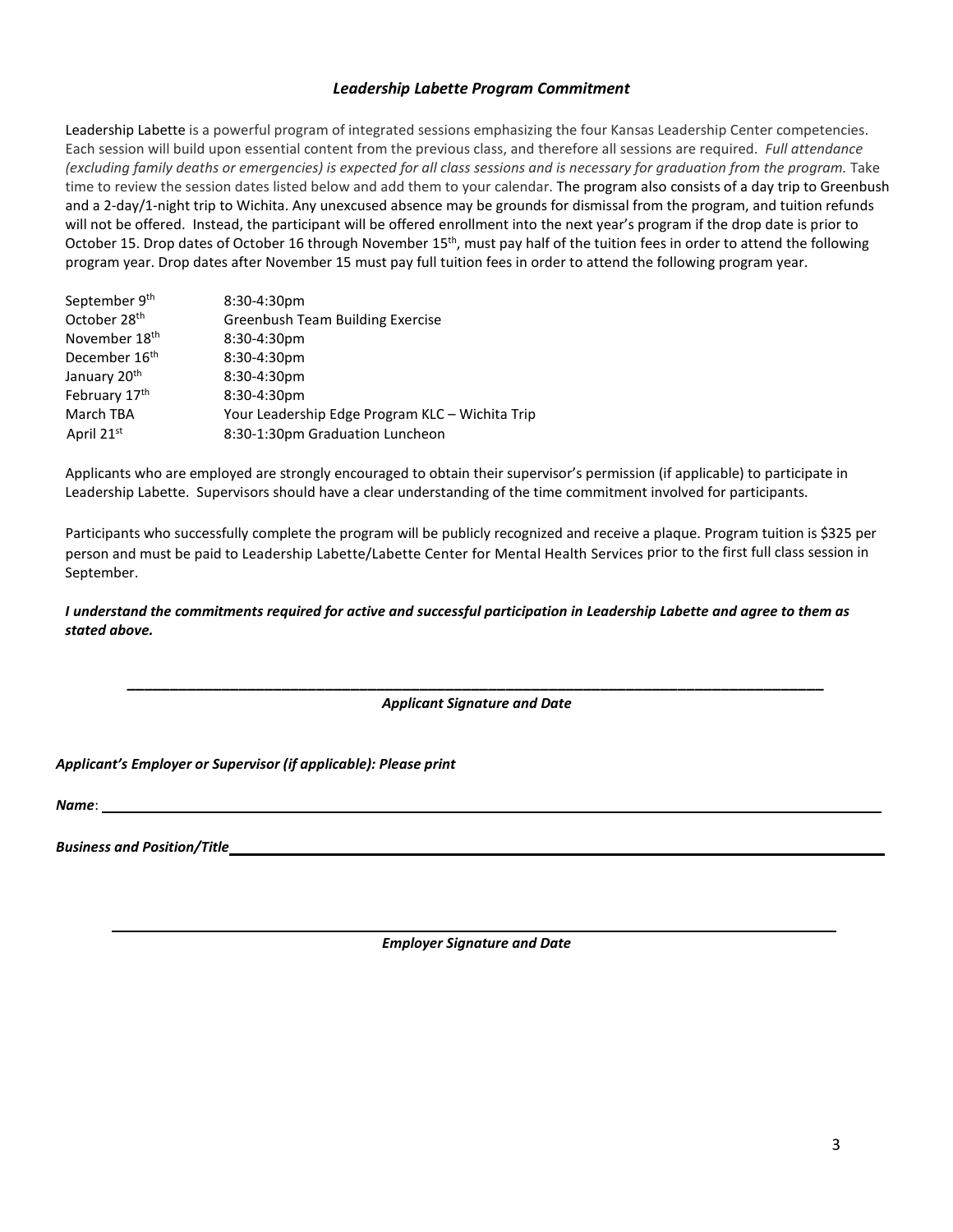### *Leadership Labette Program Commitment*

Leadership Labette is a powerful program of integrated sessions emphasizing the four Kansas Leadership Center competencies. Each session will build upon essential content from the previous class, and therefore all sessions are required. *Full attendance (excluding family deaths or emergencies) is expected for all class sessions and is necessary for graduation from the program.* Take time to review the session dates listed below and add them to your calendar. The program also consists of a day trip to Greenbush and a 2-day/1-night trip to Wichita. Any unexcused absence may be grounds for dismissal from the program, and tuition refunds will not be offered. Instead, the participant will be offered enrollment into the next year's program if the drop date is prior to October 15. Drop dates of October 16 through November 15th, must pay half of the tuition fees in order to attend the following program year. Drop dates after November 15 must pay full tuition fees in order to attend the following program year.

| | |
|---|---|
| September 9th | 8:30-4:30pm |
| October 28th | Greenbush Team Building Exercise |
| November 18th | 8:30-4:30pm |
| December 16th | 8:30-4:30pm |
| January 20th | 8:30-4:30pm |
| February 17th | 8:30-4:30pm |
| March TBA | Your Leadership Edge Program KLC – Wichita Trip |
| April 21st | 8:30-1:30pm Graduation Luncheon |

Applicants who are employed are strongly encouraged to obtain their supervisor's permission (if applicable) to participate in Leadership Labette. Supervisors should have a clear understanding of the time commitment involved for participants.

Participants who successfully complete the program will be publicly recognized and receive a plaque. Program tuition is $325 per person and must be paid to Leadership Labette/Labette Center for Mental Health Services prior to the first full class session in September.

***I understand the commitments required for active and successful participation in Leadership Labette and agree to them as stated above.***

\_\_\_\_\_\_\_\_\_\_\_\_\_\_\_\_\_\_\_\_\_\_\_\_\_\_\_\_\_\_\_\_\_\_\_\_\_\_\_\_\_\_\_\_\_\_\_\_\_\_\_\_\_\_\_\_

***Applicant Signature and Date***

***Applicant's Employer or Supervisor (if applicable): Please print***

***Name***: \_\_\_\_\_\_\_\_\_\_\_\_\_\_\_\_\_\_\_\_\_\_\_\_\_\_\_\_\_\_\_\_\_\_\_\_\_\_\_\_\_\_\_\_\_\_\_\_\_\_\_\_\_\_\_\_

***Business and Position/Title*** \_\_\_\_\_\_\_\_\_\_\_\_\_\_\_\_\_\_\_\_\_\_\_\_\_\_\_\_\_\_\_\_\_\_\_\_\_\_\_\_\_\_\_\_\_\_\_\_\_\_\_\_\_\_\_\_

\_\_\_\_\_\_\_\_\_\_\_\_\_\_\_\_\_\_\_\_\_\_\_\_\_\_\_\_\_\_\_\_\_\_\_\_\_\_\_\_\_\_\_\_\_\_\_\_\_\_\_\_\_\_\_\_

***Employer Signature and Date***